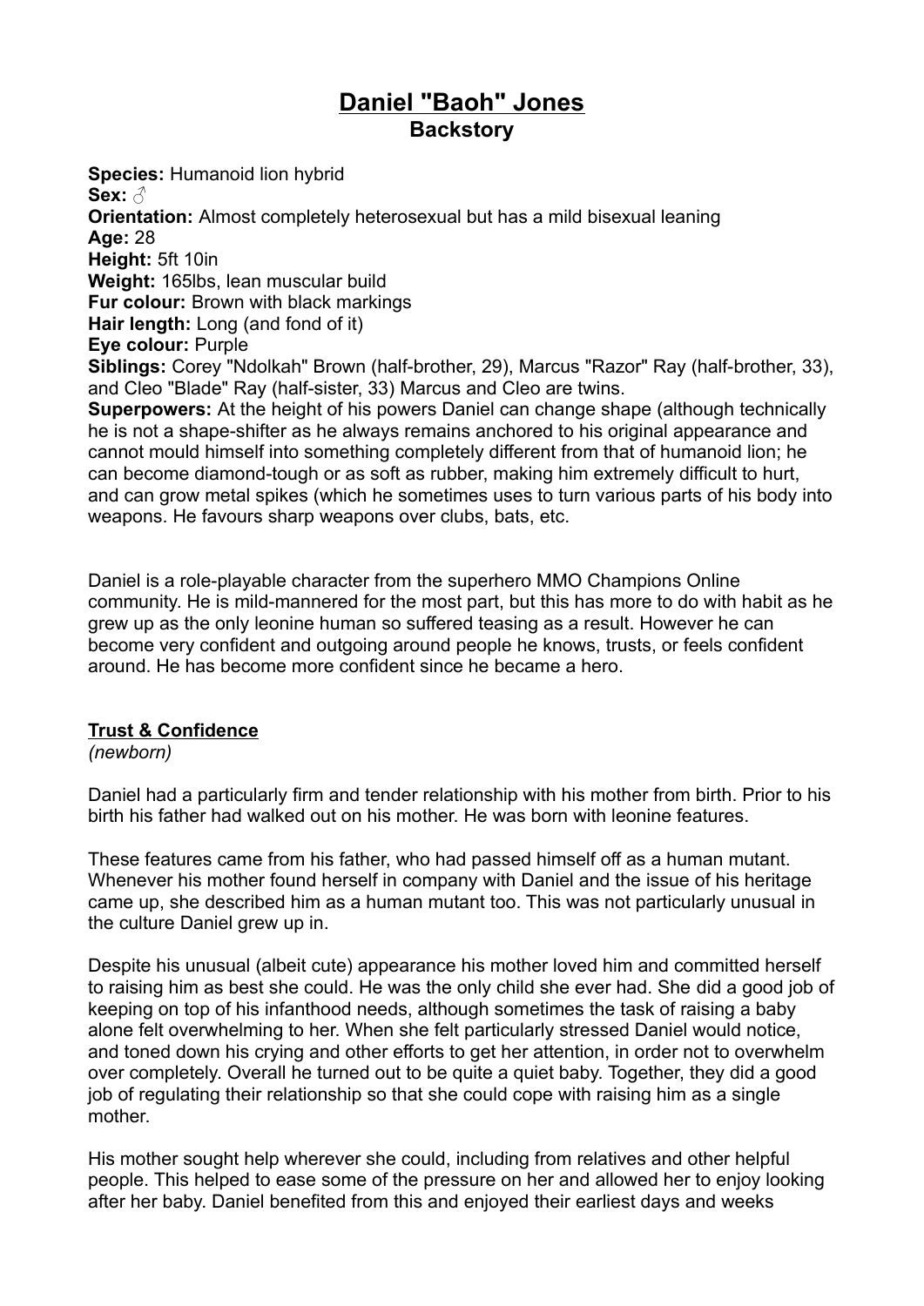# Daniel "Baoh" Jones
## Backstory

**Species:** Humanoid lion hybrid
**Sex:** ♂
**Orientation:** Almost completely heterosexual but has a mild bisexual leaning
**Age:** 28
**Height:** 5ft 10in
**Weight:** 165lbs, lean muscular build
**Fur colour:** Brown with black markings
**Hair length:** Long (and fond of it)
**Eye colour:** Purple
**Siblings:** Corey "Ndolkah" Brown (half-brother, 29), Marcus "Razor" Ray (half-brother, 33), and Cleo "Blade" Ray (half-sister, 33) Marcus and Cleo are twins.
**Superpowers:** At the height of his powers Daniel can change shape (although technically he is not a shape-shifter as he always remains anchored to his original appearance and cannot mould himself into something completely different from that of humanoid lion; he can become diamond-tough or as soft as rubber, making him extremely difficult to hurt, and can grow metal spikes (which he sometimes uses to turn various parts of his body into weapons. He favours sharp weapons over clubs, bats, etc.

Daniel is a role-playable character from the superhero MMO Champions Online community. He is mild-mannered for the most part, but this has more to do with habit as he grew up as the only leonine human so suffered teasing as a result. However he can become very confident and outgoing around people he knows, trusts, or feels confident around. He has become more confident since he became a hero.

### Trust & Confidence
*(newborn)*

Daniel had a particularly firm and tender relationship with his mother from birth. Prior to his birth his father had walked out on his mother. He was born with leonine features.

These features came from his father, who had passed himself off as a human mutant. Whenever his mother found herself in company with Daniel and the issue of his heritage came up, she described him as a human mutant too. This was not particularly unusual in the culture Daniel grew up in.

Despite his unusual (albeit cute) appearance his mother loved him and committed herself to raising him as best she could. He was the only child she ever had. She did a good job of keeping on top of his infanthood needs, although sometimes the task of raising a baby alone felt overwhelming to her. When she felt particularly stressed Daniel would notice, and toned down his crying and other efforts to get her attention, in order not to overwhelm over completely. Overall he turned out to be quite a quiet baby. Together, they did a good job of regulating their relationship so that she could cope with raising him as a single mother.

His mother sought help wherever she could, including from relatives and other helpful people. This helped to ease some of the pressure on her and allowed her to enjoy looking after her baby. Daniel benefited from this and enjoyed their earliest days and weeks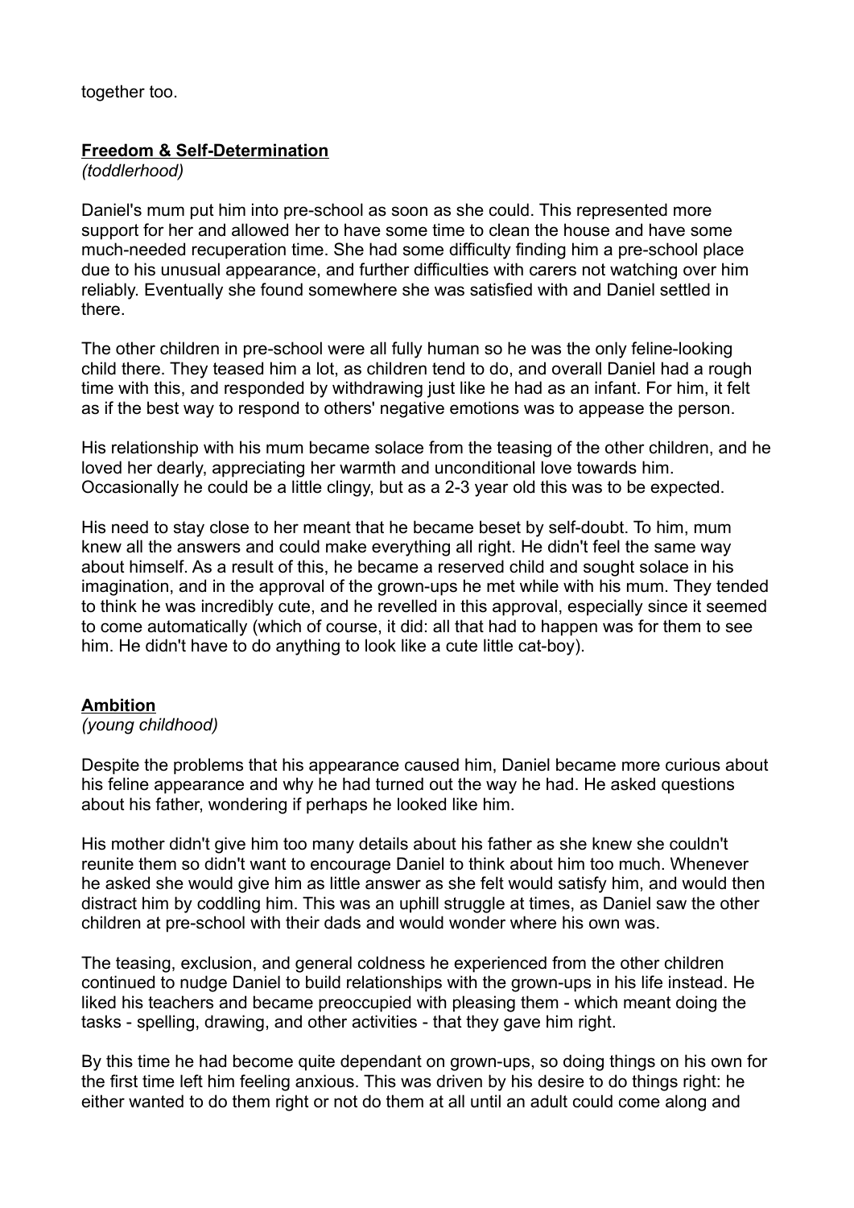together too.

## **Freedom & Self-Determination**

*(toddlerhood)*

Daniel's mum put him into pre-school as soon as she could. This represented more support for her and allowed her to have some time to clean the house and have some much-needed recuperation time. She had some difficulty finding him a pre-school place due to his unusual appearance, and further difficulties with carers not watching over him reliably. Eventually she found somewhere she was satisfied with and Daniel settled in there.

The other children in pre-school were all fully human so he was the only feline-looking child there. They teased him a lot, as children tend to do, and overall Daniel had a rough time with this, and responded by withdrawing just like he had as an infant. For him, it felt as if the best way to respond to others' negative emotions was to appease the person.

His relationship with his mum became solace from the teasing of the other children, and he loved her dearly, appreciating her warmth and unconditional love towards him. Occasionally he could be a little clingy, but as a 2-3 year old this was to be expected.

His need to stay close to her meant that he became beset by self-doubt. To him, mum knew all the answers and could make everything all right. He didn't feel the same way about himself. As a result of this, he became a reserved child and sought solace in his imagination, and in the approval of the grown-ups he met while with his mum. They tended to think he was incredibly cute, and he revelled in this approval, especially since it seemed to come automatically (which of course, it did: all that had to happen was for them to see him. He didn't have to do anything to look like a cute little cat-boy).

## **Ambition**

*(young childhood)*

Despite the problems that his appearance caused him, Daniel became more curious about his feline appearance and why he had turned out the way he had. He asked questions about his father, wondering if perhaps he looked like him.

His mother didn't give him too many details about his father as she knew she couldn't reunite them so didn't want to encourage Daniel to think about him too much. Whenever he asked she would give him as little answer as she felt would satisfy him, and would then distract him by coddling him. This was an uphill struggle at times, as Daniel saw the other children at pre-school with their dads and would wonder where his own was.

The teasing, exclusion, and general coldness he experienced from the other children continued to nudge Daniel to build relationships with the grown-ups in his life instead. He liked his teachers and became preoccupied with pleasing them - which meant doing the tasks - spelling, drawing, and other activities - that they gave him right.

By this time he had become quite dependant on grown-ups, so doing things on his own for the first time left him feeling anxious. This was driven by his desire to do things right: he either wanted to do them right or not do them at all until an adult could come along and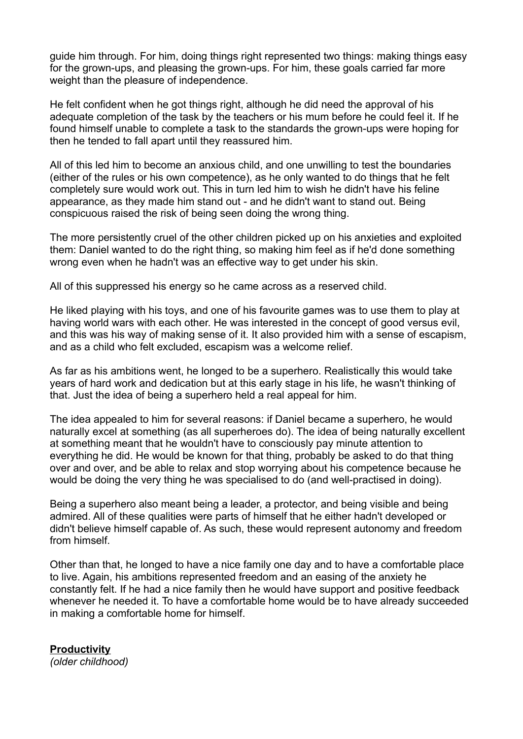guide him through. For him, doing things right represented two things: making things easy for the grown-ups, and pleasing the grown-ups. For him, these goals carried far more weight than the pleasure of independence.

He felt confident when he got things right, although he did need the approval of his adequate completion of the task by the teachers or his mum before he could feel it. If he found himself unable to complete a task to the standards the grown-ups were hoping for then he tended to fall apart until they reassured him.

All of this led him to become an anxious child, and one unwilling to test the boundaries (either of the rules or his own competence), as he only wanted to do things that he felt completely sure would work out. This in turn led him to wish he didn't have his feline appearance, as they made him stand out - and he didn't want to stand out. Being conspicuous raised the risk of being seen doing the wrong thing.

The more persistently cruel of the other children picked up on his anxieties and exploited them: Daniel wanted to do the right thing, so making him feel as if he'd done something wrong even when he hadn't was an effective way to get under his skin.

All of this suppressed his energy so he came across as a reserved child.

He liked playing with his toys, and one of his favourite games was to use them to play at having world wars with each other. He was interested in the concept of good versus evil, and this was his way of making sense of it. It also provided him with a sense of escapism, and as a child who felt excluded, escapism was a welcome relief.

As far as his ambitions went, he longed to be a superhero. Realistically this would take years of hard work and dedication but at this early stage in his life, he wasn't thinking of that. Just the idea of being a superhero held a real appeal for him.

The idea appealed to him for several reasons: if Daniel became a superhero, he would naturally excel at something (as all superheroes do). The idea of being naturally excellent at something meant that he wouldn't have to consciously pay minute attention to everything he did. He would be known for that thing, probably be asked to do that thing over and over, and be able to relax and stop worrying about his competence because he would be doing the very thing he was specialised to do (and well-practised in doing).

Being a superhero also meant being a leader, a protector, and being visible and being admired. All of these qualities were parts of himself that he either hadn't developed or didn't believe himself capable of. As such, these would represent autonomy and freedom from himself.

Other than that, he longed to have a nice family one day and to have a comfortable place to live. Again, his ambitions represented freedom and an easing of the anxiety he constantly felt. If he had a nice family then he would have support and positive feedback whenever he needed it. To have a comfortable home would be to have already succeeded in making a comfortable home for himself.

**Productivity**
*(older childhood)*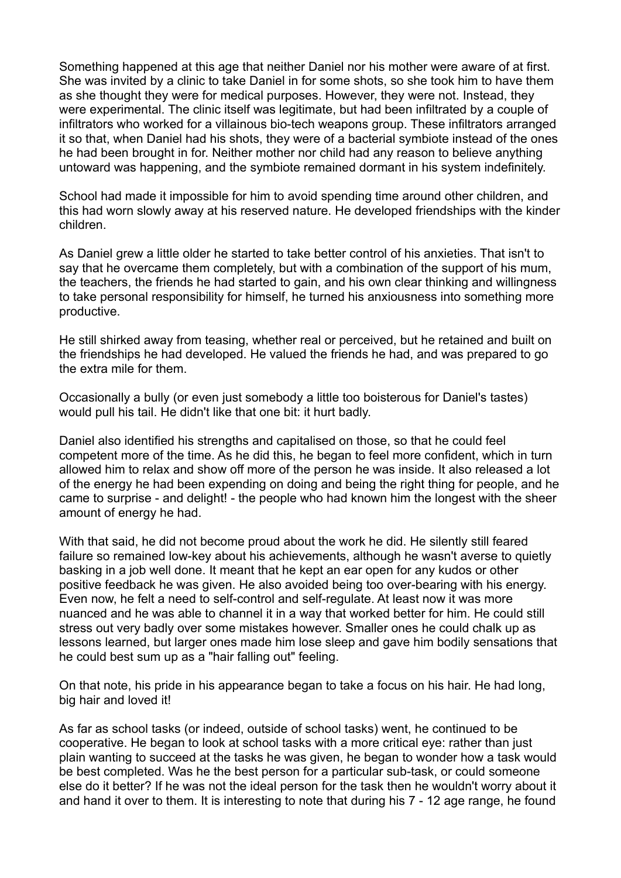Something happened at this age that neither Daniel nor his mother were aware of at first. She was invited by a clinic to take Daniel in for some shots, so she took him to have them as she thought they were for medical purposes. However, they were not. Instead, they were experimental. The clinic itself was legitimate, but had been infiltrated by a couple of infiltrators who worked for a villainous bio-tech weapons group. These infiltrators arranged it so that, when Daniel had his shots, they were of a bacterial symbiote instead of the ones he had been brought in for. Neither mother nor child had any reason to believe anything untoward was happening, and the symbiote remained dormant in his system indefinitely.

School had made it impossible for him to avoid spending time around other children, and this had worn slowly away at his reserved nature. He developed friendships with the kinder children.

As Daniel grew a little older he started to take better control of his anxieties. That isn't to say that he overcame them completely, but with a combination of the support of his mum, the teachers, the friends he had started to gain, and his own clear thinking and willingness to take personal responsibility for himself, he turned his anxiousness into something more productive.

He still shirked away from teasing, whether real or perceived, but he retained and built on the friendships he had developed. He valued the friends he had, and was prepared to go the extra mile for them.

Occasionally a bully (or even just somebody a little too boisterous for Daniel's tastes) would pull his tail. He didn't like that one bit: it hurt badly.

Daniel also identified his strengths and capitalised on those, so that he could feel competent more of the time. As he did this, he began to feel more confident, which in turn allowed him to relax and show off more of the person he was inside. It also released a lot of the energy he had been expending on doing and being the right thing for people, and he came to surprise - and delight! - the people who had known him the longest with the sheer amount of energy he had.

With that said, he did not become proud about the work he did. He silently still feared failure so remained low-key about his achievements, although he wasn't averse to quietly basking in a job well done. It meant that he kept an ear open for any kudos or other positive feedback he was given. He also avoided being too over-bearing with his energy. Even now, he felt a need to self-control and self-regulate. At least now it was more nuanced and he was able to channel it in a way that worked better for him. He could still stress out very badly over some mistakes however. Smaller ones he could chalk up as lessons learned, but larger ones made him lose sleep and gave him bodily sensations that he could best sum up as a "hair falling out" feeling.

On that note, his pride in his appearance began to take a focus on his hair. He had long, big hair and loved it!

As far as school tasks (or indeed, outside of school tasks) went, he continued to be cooperative. He began to look at school tasks with a more critical eye: rather than just plain wanting to succeed at the tasks he was given, he began to wonder how a task would be best completed. Was he the best person for a particular sub-task, or could someone else do it better? If he was not the ideal person for the task then he wouldn't worry about it and hand it over to them. It is interesting to note that during his 7 - 12 age range, he found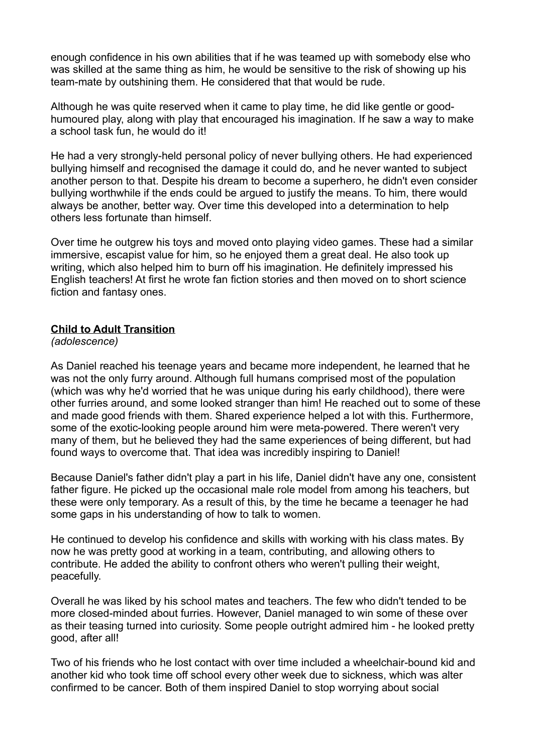enough confidence in his own abilities that if he was teamed up with somebody else who was skilled at the same thing as him, he would be sensitive to the risk of showing up his team-mate by outshining them. He considered that that would be rude.

Although he was quite reserved when it came to play time, he did like gentle or good-humoured play, along with play that encouraged his imagination. If he saw a way to make a school task fun, he would do it!

He had a very strongly-held personal policy of never bullying others. He had experienced bullying himself and recognised the damage it could do, and he never wanted to subject another person to that. Despite his dream to become a superhero, he didn't even consider bullying worthwhile if the ends could be argued to justify the means. To him, there would always be another, better way. Over time this developed into a determination to help others less fortunate than himself.

Over time he outgrew his toys and moved onto playing video games. These had a similar immersive, escapist value for him, so he enjoyed them a great deal. He also took up writing, which also helped him to burn off his imagination. He definitely impressed his English teachers! At first he wrote fan fiction stories and then moved on to short science fiction and fantasy ones.

## **Child to Adult Transition**

*(adolescence)*

As Daniel reached his teenage years and became more independent, he learned that he was not the only furry around. Although full humans comprised most of the population (which was why he'd worried that he was unique during his early childhood), there were other furries around, and some looked stranger than him! He reached out to some of these and made good friends with them. Shared experience helped a lot with this. Furthermore, some of the exotic-looking people around him were meta-powered. There weren't very many of them, but he believed they had the same experiences of being different, but had found ways to overcome that. That idea was incredibly inspiring to Daniel!

Because Daniel's father didn't play a part in his life, Daniel didn't have any one, consistent father figure. He picked up the occasional male role model from among his teachers, but these were only temporary. As a result of this, by the time he became a teenager he had some gaps in his understanding of how to talk to women.

He continued to develop his confidence and skills with working with his class mates. By now he was pretty good at working in a team, contributing, and allowing others to contribute. He added the ability to confront others who weren't pulling their weight, peacefully.

Overall he was liked by his school mates and teachers. The few who didn't tended to be more closed-minded about furries. However, Daniel managed to win some of these over as their teasing turned into curiosity. Some people outright admired him - he looked pretty good, after all!

Two of his friends who he lost contact with over time included a wheelchair-bound kid and another kid who took time off school every other week due to sickness, which was alter confirmed to be cancer. Both of them inspired Daniel to stop worrying about social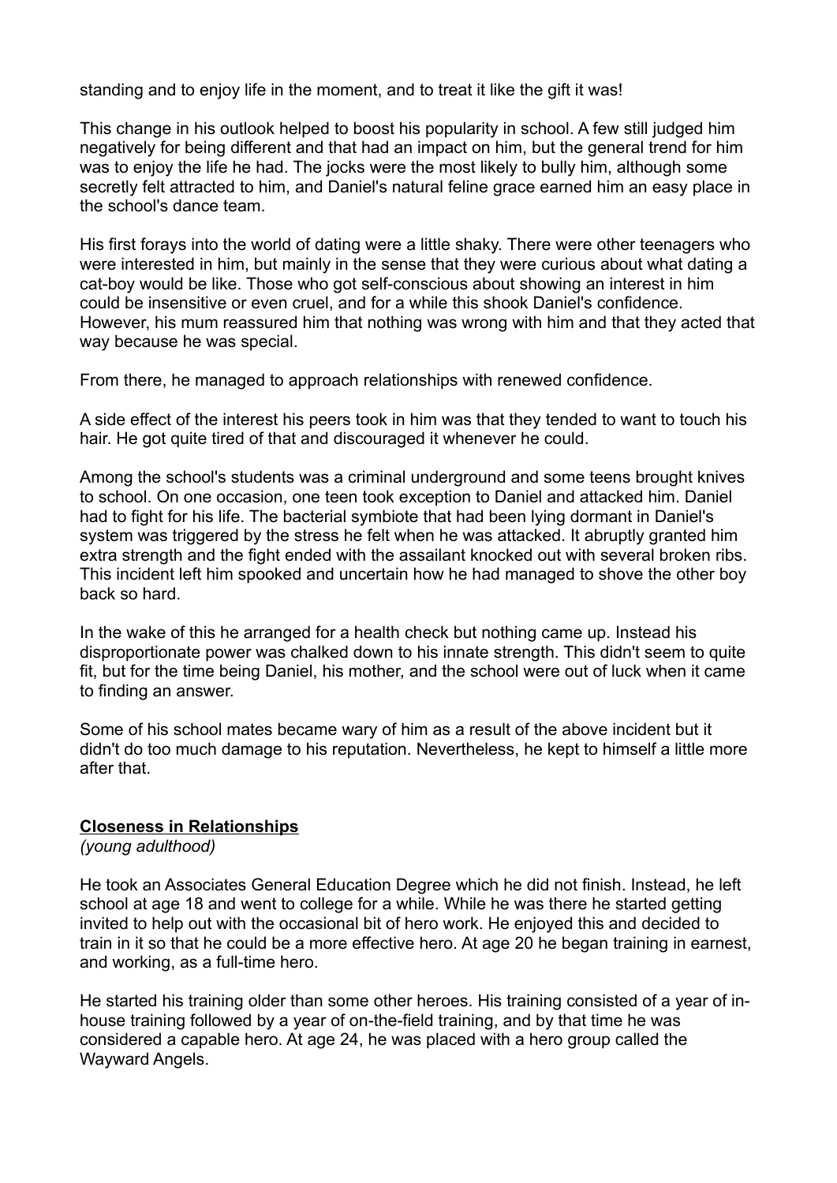standing and to enjoy life in the moment, and to treat it like the gift it was!

This change in his outlook helped to boost his popularity in school. A few still judged him negatively for being different and that had an impact on him, but the general trend for him was to enjoy the life he had. The jocks were the most likely to bully him, although some secretly felt attracted to him, and Daniel's natural feline grace earned him an easy place in the school's dance team.

His first forays into the world of dating were a little shaky. There were other teenagers who were interested in him, but mainly in the sense that they were curious about what dating a cat-boy would be like. Those who got self-conscious about showing an interest in him could be insensitive or even cruel, and for a while this shook Daniel's confidence. However, his mum reassured him that nothing was wrong with him and that they acted that way because he was special.

From there, he managed to approach relationships with renewed confidence.

A side effect of the interest his peers took in him was that they tended to want to touch his hair. He got quite tired of that and discouraged it whenever he could.

Among the school's students was a criminal underground and some teens brought knives to school. On one occasion, one teen took exception to Daniel and attacked him. Daniel had to fight for his life. The bacterial symbiote that had been lying dormant in Daniel's system was triggered by the stress he felt when he was attacked. It abruptly granted him extra strength and the fight ended with the assailant knocked out with several broken ribs. This incident left him spooked and uncertain how he had managed to shove the other boy back so hard.

In the wake of this he arranged for a health check but nothing came up. Instead his disproportionate power was chalked down to his innate strength. This didn't seem to quite fit, but for the time being Daniel, his mother, and the school were out of luck when it came to finding an answer.

Some of his school mates became wary of him as a result of the above incident but it didn't do too much damage to his reputation. Nevertheless, he kept to himself a little more after that.

## Closeness in Relationships

*(young adulthood)*

He took an Associates General Education Degree which he did not finish. Instead, he left school at age 18 and went to college for a while. While he was there he started getting invited to help out with the occasional bit of hero work. He enjoyed this and decided to train in it so that he could be a more effective hero. At age 20 he began training in earnest, and working, as a full-time hero.

He started his training older than some other heroes. His training consisted of a year of in-house training followed by a year of on-the-field training, and by that time he was considered a capable hero. At age 24, he was placed with a hero group called the Wayward Angels.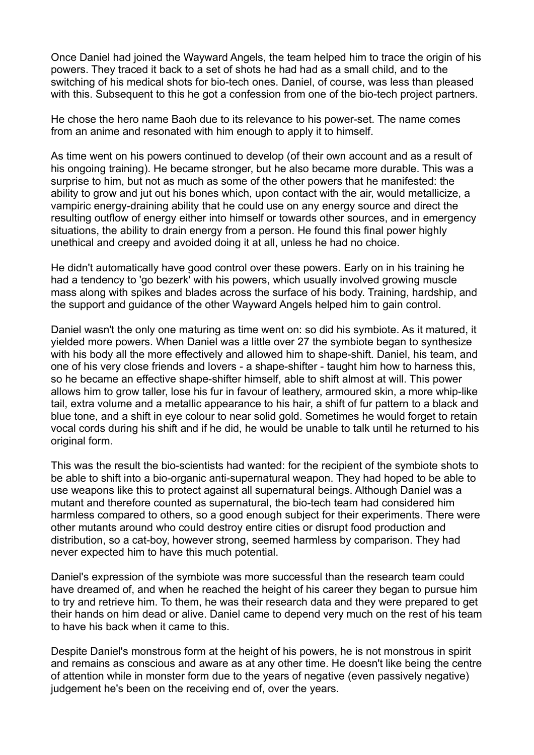Once Daniel had joined the Wayward Angels, the team helped him to trace the origin of his powers. They traced it back to a set of shots he had had as a small child, and to the switching of his medical shots for bio-tech ones. Daniel, of course, was less than pleased with this. Subsequent to this he got a confession from one of the bio-tech project partners.

He chose the hero name Baoh due to its relevance to his power-set. The name comes from an anime and resonated with him enough to apply it to himself.

As time went on his powers continued to develop (of their own account and as a result of his ongoing training). He became stronger, but he also became more durable. This was a surprise to him, but not as much as some of the other powers that he manifested: the ability to grow and jut out his bones which, upon contact with the air, would metallicize, a vampiric energy-draining ability that he could use on any energy source and direct the resulting outflow of energy either into himself or towards other sources, and in emergency situations, the ability to drain energy from a person. He found this final power highly unethical and creepy and avoided doing it at all, unless he had no choice.

He didn't automatically have good control over these powers. Early on in his training he had a tendency to 'go bezerk' with his powers, which usually involved growing muscle mass along with spikes and blades across the surface of his body. Training, hardship, and the support and guidance of the other Wayward Angels helped him to gain control.

Daniel wasn't the only one maturing as time went on: so did his symbiote. As it matured, it yielded more powers. When Daniel was a little over 27 the symbiote began to synthesize with his body all the more effectively and allowed him to shape-shift. Daniel, his team, and one of his very close friends and lovers - a shape-shifter - taught him how to harness this, so he became an effective shape-shifter himself, able to shift almost at will. This power allows him to grow taller, lose his fur in favour of leathery, armoured skin, a more whip-like tail, extra volume and a metallic appearance to his hair, a shift of fur pattern to a black and blue tone, and a shift in eye colour to near solid gold. Sometimes he would forget to retain vocal cords during his shift and if he did, he would be unable to talk until he returned to his original form.

This was the result the bio-scientists had wanted: for the recipient of the symbiote shots to be able to shift into a bio-organic anti-supernatural weapon. They had hoped to be able to use weapons like this to protect against all supernatural beings. Although Daniel was a mutant and therefore counted as supernatural, the bio-tech team had considered him harmless compared to others, so a good enough subject for their experiments. There were other mutants around who could destroy entire cities or disrupt food production and distribution, so a cat-boy, however strong, seemed harmless by comparison. They had never expected him to have this much potential.

Daniel's expression of the symbiote was more successful than the research team could have dreamed of, and when he reached the height of his career they began to pursue him to try and retrieve him. To them, he was their research data and they were prepared to get their hands on him dead or alive. Daniel came to depend very much on the rest of his team to have his back when it came to this.

Despite Daniel's monstrous form at the height of his powers, he is not monstrous in spirit and remains as conscious and aware as at any other time. He doesn't like being the centre of attention while in monster form due to the years of negative (even passively negative) judgement he's been on the receiving end of, over the years.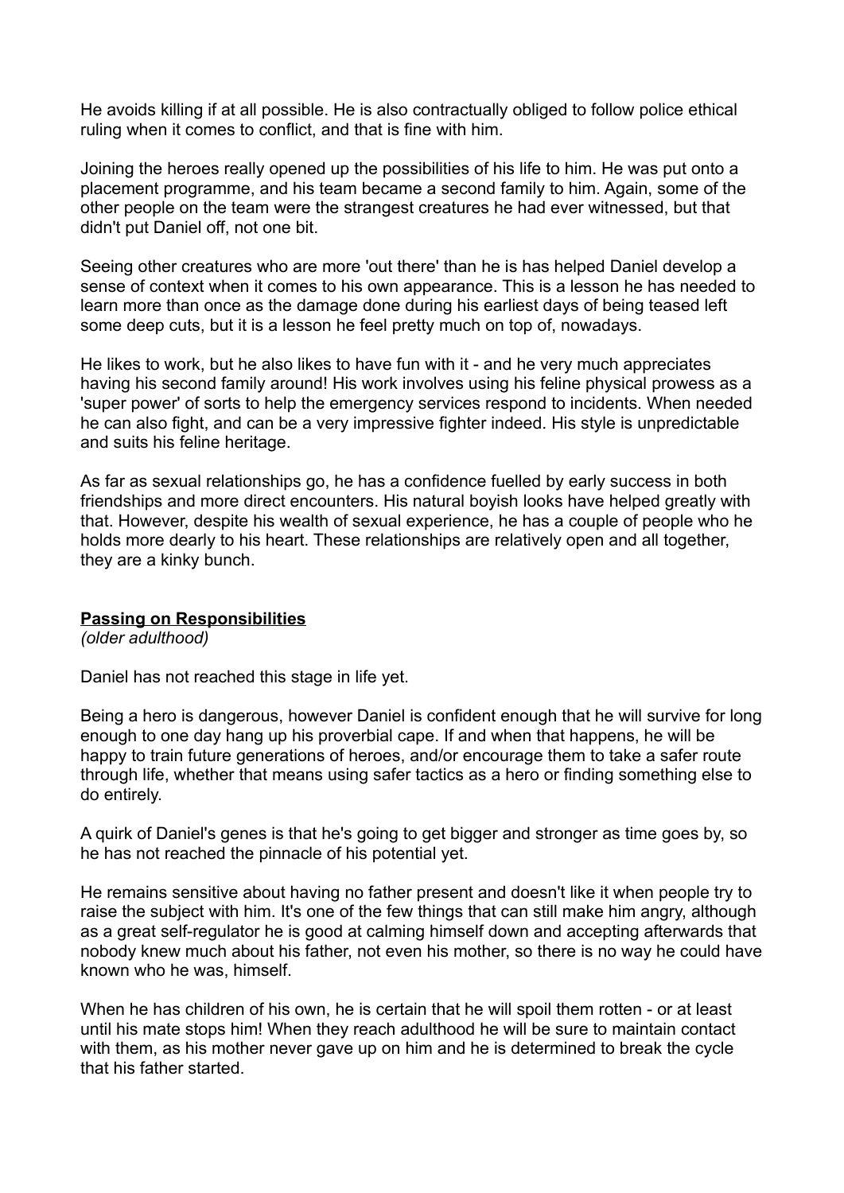He avoids killing if at all possible. He is also contractually obliged to follow police ethical ruling when it comes to conflict, and that is fine with him.

Joining the heroes really opened up the possibilities of his life to him. He was put onto a placement programme, and his team became a second family to him. Again, some of the other people on the team were the strangest creatures he had ever witnessed, but that didn't put Daniel off, not one bit.

Seeing other creatures who are more 'out there' than he is has helped Daniel develop a sense of context when it comes to his own appearance. This is a lesson he has needed to learn more than once as the damage done during his earliest days of being teased left some deep cuts, but it is a lesson he feel pretty much on top of, nowadays.

He likes to work, but he also likes to have fun with it - and he very much appreciates having his second family around! His work involves using his feline physical prowess as a 'super power' of sorts to help the emergency services respond to incidents. When needed he can also fight, and can be a very impressive fighter indeed. His style is unpredictable and suits his feline heritage.

As far as sexual relationships go, he has a confidence fuelled by early success in both friendships and more direct encounters. His natural boyish looks have helped greatly with that. However, despite his wealth of sexual experience, he has a couple of people who he holds more dearly to his heart. These relationships are relatively open and all together, they are a kinky bunch.

## **Passing on Responsibilities**

*(older adulthood)*

Daniel has not reached this stage in life yet.

Being a hero is dangerous, however Daniel is confident enough that he will survive for long enough to one day hang up his proverbial cape. If and when that happens, he will be happy to train future generations of heroes, and/or encourage them to take a safer route through life, whether that means using safer tactics as a hero or finding something else to do entirely.

A quirk of Daniel's genes is that he's going to get bigger and stronger as time goes by, so he has not reached the pinnacle of his potential yet.

He remains sensitive about having no father present and doesn't like it when people try to raise the subject with him. It's one of the few things that can still make him angry, although as a great self-regulator he is good at calming himself down and accepting afterwards that nobody knew much about his father, not even his mother, so there is no way he could have known who he was, himself.

When he has children of his own, he is certain that he will spoil them rotten - or at least until his mate stops him! When they reach adulthood he will be sure to maintain contact with them, as his mother never gave up on him and he is determined to break the cycle that his father started.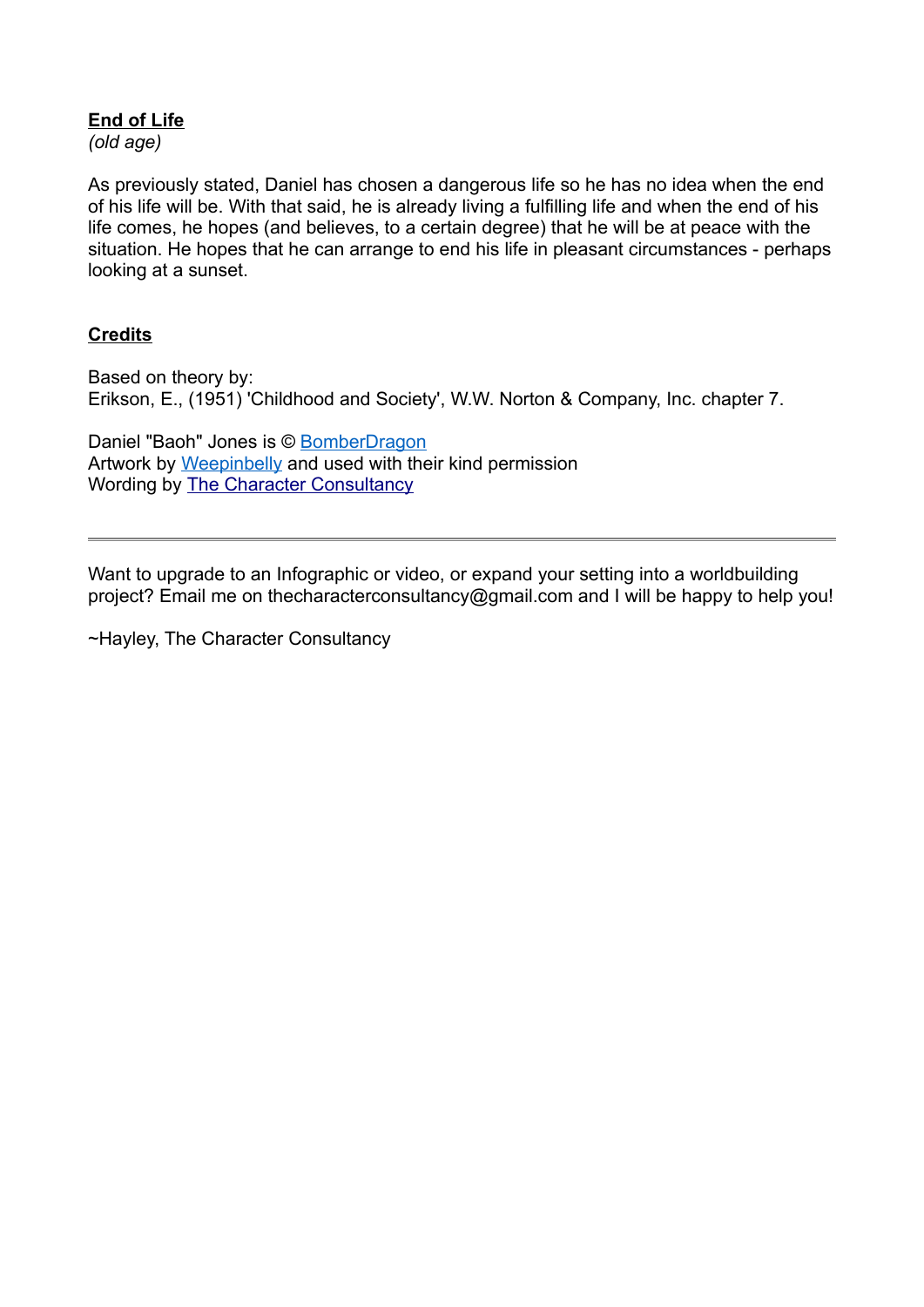**End of Life**
*(old age)*

As previously stated, Daniel has chosen a dangerous life so he has no idea when the end of his life will be. With that said, he is already living a fulfilling life and when the end of his life comes, he hopes (and believes, to a certain degree) that he will be at peace with the situation. He hopes that he can arrange to end his life in pleasant circumstances - perhaps looking at a sunset.

**Credits**

Based on theory by:
Erikson, E., (1951) 'Childhood and Society', W.W. Norton & Company, Inc. chapter 7.

Daniel "Baoh" Jones is © BomberDragon
Artwork by Weepinbelly and used with their kind permission
Wording by The Character Consultancy

---

Want to upgrade to an Infographic or video, or expand your setting into a worldbuilding project? Email me on thecharacterconsultancy@gmail.com and I will be happy to help you!

~Hayley, The Character Consultancy